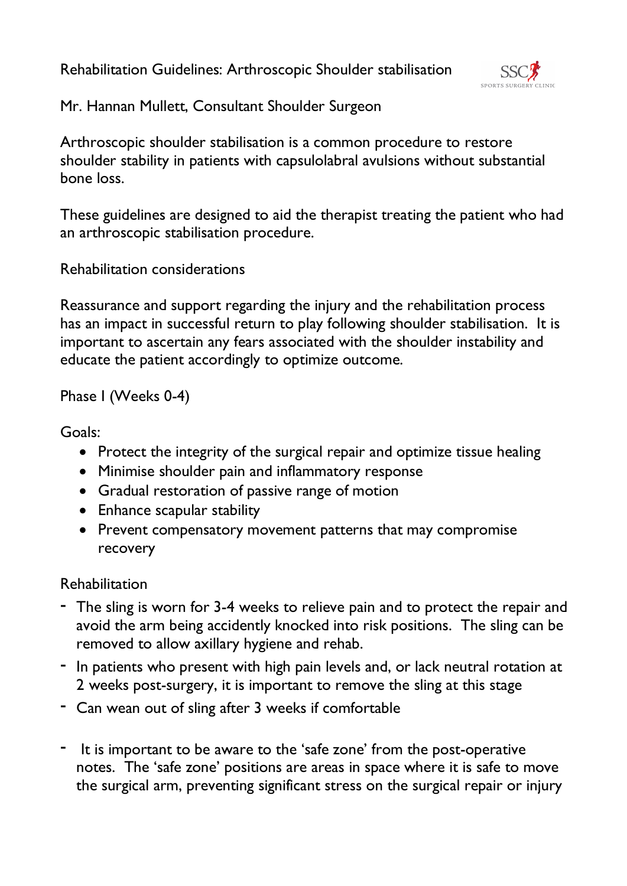# Rehabilitation Guidelines: Arthroscopic Shoulder stabilisation

Mr. Hannan Mullett, Consultant Shoulder Surgeon

Arthroscopic shoulder stabilisation is a common procedure to restore shoulder stability in patients with capsulolabral avulsions without substantial bone loss.

These guidelines are designed to aid the therapist treating the patient who had an arthroscopic stabilisation procedure.

## Rehabilitation considerations

Reassurance and support regarding the injury and the rehabilitation process has an impact in successful return to play following shoulder stabilisation. It is important to ascertain any fears associated with the shoulder instability and educate the patient accordingly to optimize outcome.

## Phase I (Weeks 0-4)

Goals:

- Protect the integrity of the surgical repair and optimize tissue healing
- Minimise shoulder pain and inflammatory response
- Gradual restoration of passive range of motion
- Enhance scapular stability
- Prevent compensatory movement patterns that may compromise recovery

Rehabilitation

- The sling is worn for 3-4 weeks to relieve pain and to protect the repair and avoid the arm being accidently knocked into risk positions. The sling can be removed to allow axillary hygiene and rehab.
- In patients who present with high pain levels and, or lack neutral rotation at 2 weeks post-surgery, it is important to remove the sling at this stage
- Can wean out of sling after 3 weeks if comfortable
- It is important to be aware to the 'safe zone' from the post-operative notes. The 'safe zone' positions are areas in space where it is safe to move the surgical arm, preventing significant stress on the surgical repair or injury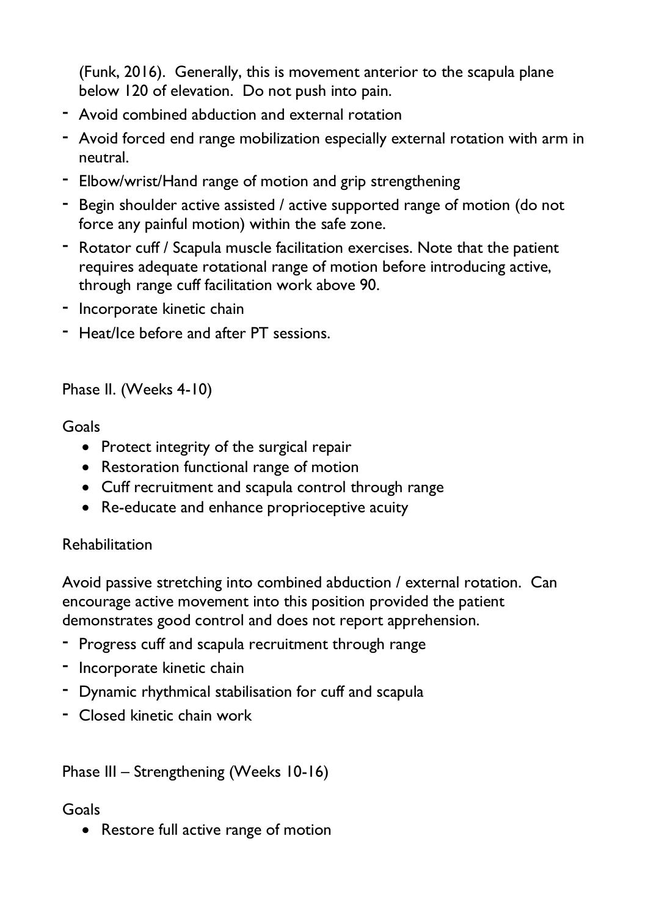(Funk, 2016). Generally, this is movement anterior to the scapula plane below 120 of elevation. Do not push into pain.

- Avoid combined abduction and external rotation
- Avoid forced end range mobilization especially external rotation with arm in neutral.
- Elbow/wrist/Hand range of motion and grip strengthening
- Begin shoulder active assisted / active supported range of motion (do not force any painful motion) within the safe zone.
- Rotator cuff / Scapula muscle facilitation exercises. Note that the patient requires adequate rotational range of motion before introducing active, through range cuff facilitation work above 90.
- Incorporate kinetic chain
- Heat/Ice before and after PT sessions.

Phase II. (Weeks 4-10)

Goals

- Protect integrity of the surgical repair
- Restoration functional range of motion
- Cuff recruitment and scapula control through range
- Re-educate and enhance proprioceptive acuity

Rehabilitation

Avoid passive stretching into combined abduction / external rotation. Can encourage active movement into this position provided the patient demonstrates good control and does not report apprehension.

- Progress cuff and scapula recruitment through range
- Incorporate kinetic chain
- Dynamic rhythmical stabilisation for cuff and scapula
- Closed kinetic chain work

Phase III – Strengthening (Weeks 10-16)

Goals

- Restore full active range of motion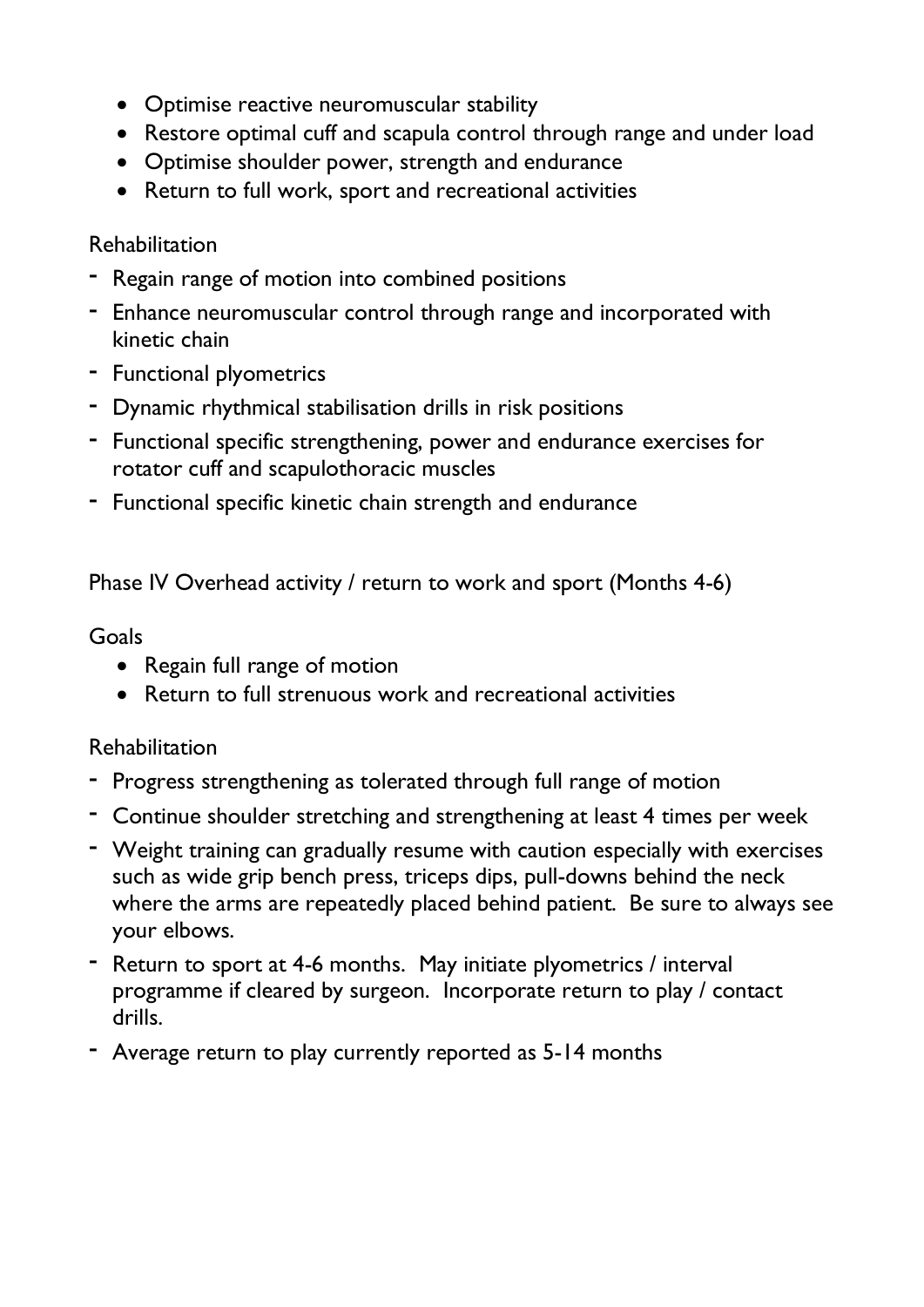- Optimise reactive neuromuscular stability
- Restore optimal cuff and scapula control through range and under load
- Optimise shoulder power, strength and endurance
- Return to full work, sport and recreational activities

Rehabilitation

- Regain range of motion into combined positions
- Enhance neuromuscular control through range and incorporated with kinetic chain
- Functional plyometrics
- Dynamic rhythmical stabilisation drills in risk positions
- Functional specific strengthening, power and endurance exercises for rotator cuff and scapulothoracic muscles
- Functional specific kinetic chain strength and endurance

Phase IV Overhead activity / return to work and sport (Months 4-6)

Goals

- Regain full range of motion
- Return to full strenuous work and recreational activities

Rehabilitation

- Progress strengthening as tolerated through full range of motion
- Continue shoulder stretching and strengthening at least 4 times per week
- Weight training can gradually resume with caution especially with exercises such as wide grip bench press, triceps dips, pull-downs behind the neck where the arms are repeatedly placed behind patient. Be sure to always see your elbows.
- Return to sport at 4-6 months. May initiate plyometrics / interval programme if cleared by surgeon. Incorporate return to play / contact drills.
- Average return to play currently reported as 5-14 months